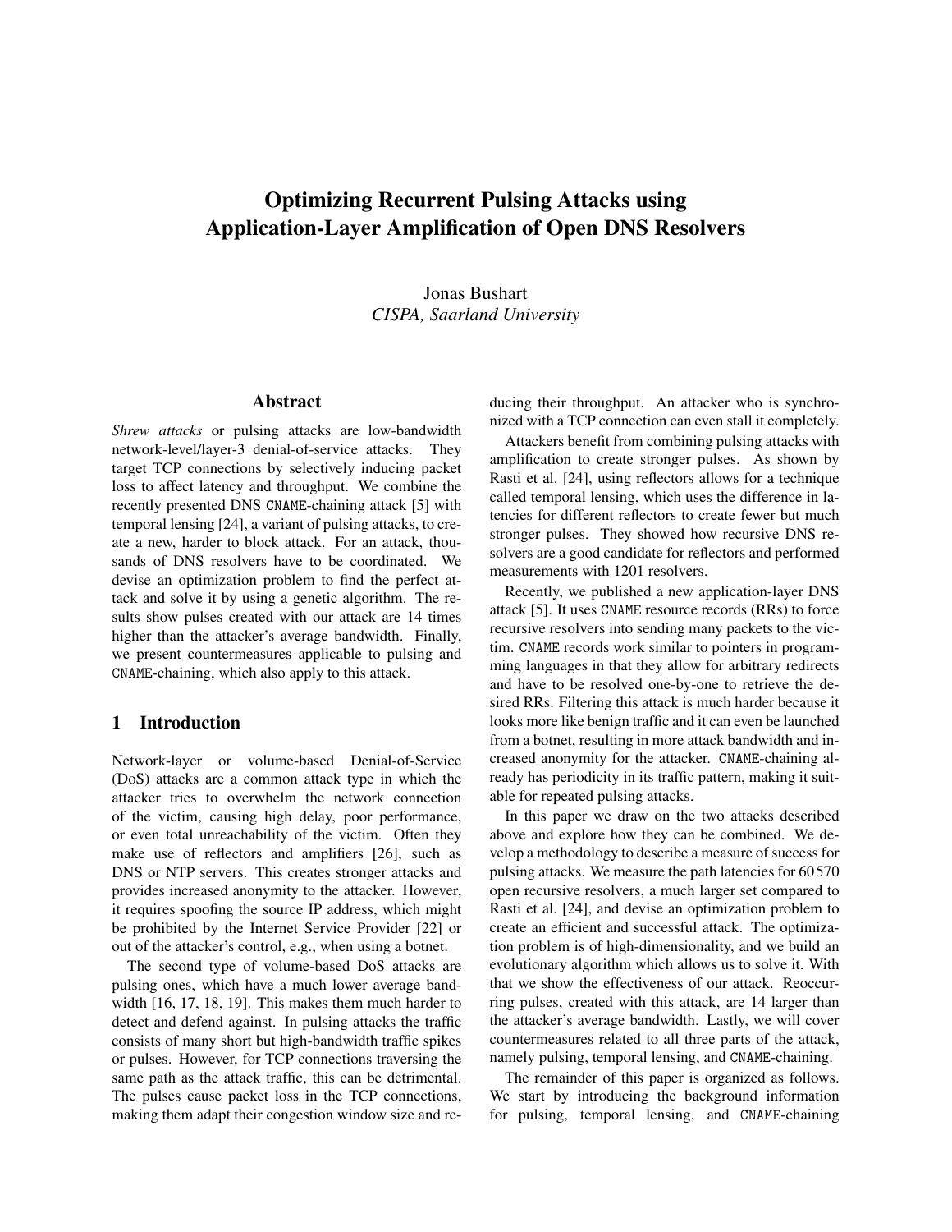# Optimizing Recurrent Pulsing Attacks using Application-Layer Amplification of Open DNS Resolvers

Jonas Bushart
*CISPA, Saarland University*

## Abstract

*Shrew attacks* or pulsing attacks are low-bandwidth network-level/layer-3 denial-of-service attacks. They target TCP connections by selectively inducing packet loss to affect latency and throughput. We combine the recently presented DNS `CNAME`-chaining attack [5] with temporal lensing [24], a variant of pulsing attacks, to create a new, harder to block attack. For an attack, thousands of DNS resolvers have to be coordinated. We devise an optimization problem to find the perfect attack and solve it by using a genetic algorithm. The results show pulses created with our attack are 14 times higher than the attacker's average bandwidth. Finally, we present countermeasures applicable to pulsing and `CNAME`-chaining, which also apply to this attack.

## 1 Introduction

Network-layer or volume-based Denial-of-Service (DoS) attacks are a common attack type in which the attacker tries to overwhelm the network connection of the victim, causing high delay, poor performance, or even total unreachability of the victim. Often they make use of reflectors and amplifiers [26], such as DNS or NTP servers. This creates stronger attacks and provides increased anonymity to the attacker. However, it requires spoofing the source IP address, which might be prohibited by the Internet Service Provider [22] or out of the attacker's control, e.g., when using a botnet.

The second type of volume-based DoS attacks are pulsing ones, which have a much lower average bandwidth [16, 17, 18, 19]. This makes them much harder to detect and defend against. In pulsing attacks the traffic consists of many short but high-bandwidth traffic spikes or pulses. However, for TCP connections traversing the same path as the attack traffic, this can be detrimental. The pulses cause packet loss in the TCP connections, making them adapt their congestion window size and reducing their throughput. An attacker who is synchronized with a TCP connection can even stall it completely.

Attackers benefit from combining pulsing attacks with amplification to create stronger pulses. As shown by Rasti et al. [24], using reflectors allows for a technique called temporal lensing, which uses the difference in latencies for different reflectors to create fewer but much stronger pulses. They showed how recursive DNS resolvers are a good candidate for reflectors and performed measurements with 1201 resolvers.

Recently, we published a new application-layer DNS attack [5]. It uses `CNAME` resource records (RRs) to force recursive resolvers into sending many packets to the victim. `CNAME` records work similar to pointers in programming languages in that they allow for arbitrary redirects and have to be resolved one-by-one to retrieve the desired RRs. Filtering this attack is much harder because it looks more like benign traffic and it can even be launched from a botnet, resulting in more attack bandwidth and increased anonymity for the attacker. `CNAME`-chaining already has periodicity in its traffic pattern, making it suitable for repeated pulsing attacks.

In this paper we draw on the two attacks described above and explore how they can be combined. We develop a methodology to describe a measure of success for pulsing attacks. We measure the path latencies for 60 570 open recursive resolvers, a much larger set compared to Rasti et al. [24], and devise an optimization problem to create an efficient and successful attack. The optimization problem is of high-dimensionality, and we build an evolutionary algorithm which allows us to solve it. With that we show the effectiveness of our attack. Reoccurring pulses, created with this attack, are 14 larger than the attacker's average bandwidth. Lastly, we will cover countermeasures related to all three parts of the attack, namely pulsing, temporal lensing, and `CNAME`-chaining.

The remainder of this paper is organized as follows. We start by introducing the background information for pulsing, temporal lensing, and `CNAME`-chaining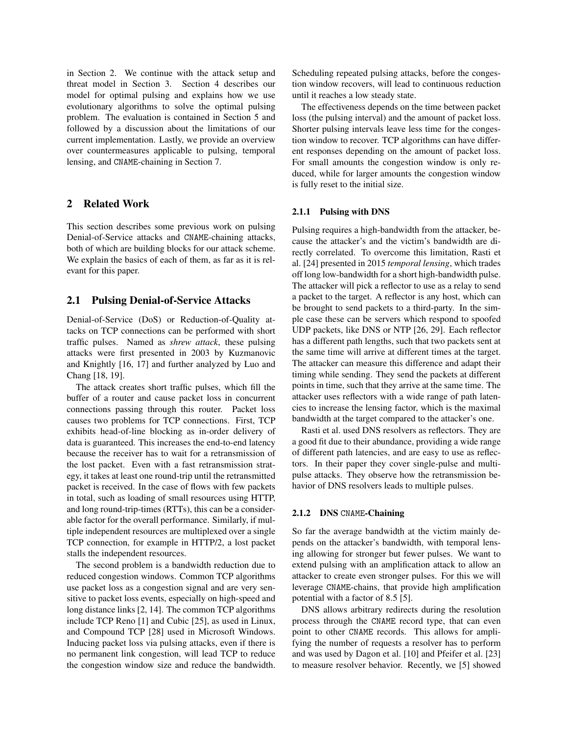in Section 2. We continue with the attack setup and threat model in Section 3. Section 4 describes our model for optimal pulsing and explains how we use evolutionary algorithms to solve the optimal pulsing problem. The evaluation is contained in Section 5 and followed by a discussion about the limitations of our current implementation. Lastly, we provide an overview over countermeasures applicable to pulsing, temporal lensing, and `CNAME`-chaining in Section 7.

## 2 Related Work

This section describes some previous work on pulsing Denial-of-Service attacks and `CNAME`-chaining attacks, both of which are building blocks for our attack scheme. We explain the basics of each of them, as far as it is relevant for this paper.

### 2.1 Pulsing Denial-of-Service Attacks

Denial-of-Service (DoS) or Reduction-of-Quality attacks on TCP connections can be performed with short traffic pulses. Named as *shrew attack*, these pulsing attacks were first presented in 2003 by Kuzmanovic and Knightly [16, 17] and further analyzed by Luo and Chang [18, 19].

The attack creates short traffic pulses, which fill the buffer of a router and cause packet loss in concurrent connections passing through this router. Packet loss causes two problems for TCP connections. First, TCP exhibits head-of-line blocking as in-order delivery of data is guaranteed. This increases the end-to-end latency because the receiver has to wait for a retransmission of the lost packet. Even with a fast retransmission strategy, it takes at least one round-trip until the retransmitted packet is received. In the case of flows with few packets in total, such as loading of small resources using HTTP, and long round-trip-times (RTTs), this can be a considerable factor for the overall performance. Similarly, if multiple independent resources are multiplexed over a single TCP connection, for example in HTTP/2, a lost packet stalls the independent resources.

The second problem is a bandwidth reduction due to reduced congestion windows. Common TCP algorithms use packet loss as a congestion signal and are very sensitive to packet loss events, especially on high-speed and long distance links [2, 14]. The common TCP algorithms include TCP Reno [1] and Cubic [25], as used in Linux, and Compound TCP [28] used in Microsoft Windows. Inducing packet loss via pulsing attacks, even if there is no permanent link congestion, will lead TCP to reduce the congestion window size and reduce the bandwidth. Scheduling repeated pulsing attacks, before the congestion window recovers, will lead to continuous reduction until it reaches a low steady state.

The effectiveness depends on the time between packet loss (the pulsing interval) and the amount of packet loss. Shorter pulsing intervals leave less time for the congestion window to recover. TCP algorithms can have different responses depending on the amount of packet loss. For small amounts the congestion window is only reduced, while for larger amounts the congestion window is fully reset to the initial size.

#### 2.1.1 Pulsing with DNS

Pulsing requires a high-bandwidth from the attacker, because the attacker's and the victim's bandwidth are directly correlated. To overcome this limitation, Rasti et al. [24] presented in 2015 *temporal lensing*, which trades off long low-bandwidth for a short high-bandwidth pulse. The attacker will pick a reflector to use as a relay to send a packet to the target. A reflector is any host, which can be brought to send packets to a third-party. In the simple case these can be servers which respond to spoofed UDP packets, like DNS or NTP [26, 29]. Each reflector has a different path lengths, such that two packets sent at the same time will arrive at different times at the target. The attacker can measure this difference and adapt their timing while sending. They send the packets at different points in time, such that they arrive at the same time. The attacker uses reflectors with a wide range of path latencies to increase the lensing factor, which is the maximal bandwidth at the target compared to the attacker's one.

Rasti et al. used DNS resolvers as reflectors. They are a good fit due to their abundance, providing a wide range of different path latencies, and are easy to use as reflectors. In their paper they cover single-pulse and multi-pulse attacks. They observe how the retransmission behavior of DNS resolvers leads to multiple pulses.

#### 2.1.2 DNS `CNAME`-Chaining

So far the average bandwidth at the victim mainly depends on the attacker's bandwidth, with temporal lensing allowing for stronger but fewer pulses. We want to extend pulsing with an amplification attack to allow an attacker to create even stronger pulses. For this we will leverage `CNAME`-chains, that provide high amplification potential with a factor of 8.5 [5].

DNS allows arbitrary redirects during the resolution process through the `CNAME` record type, that can even point to other `CNAME` records. This allows for amplifying the number of requests a resolver has to perform and was used by Dagon et al. [10] and Pfeifer et al. [23] to measure resolver behavior. Recently, we [5] showed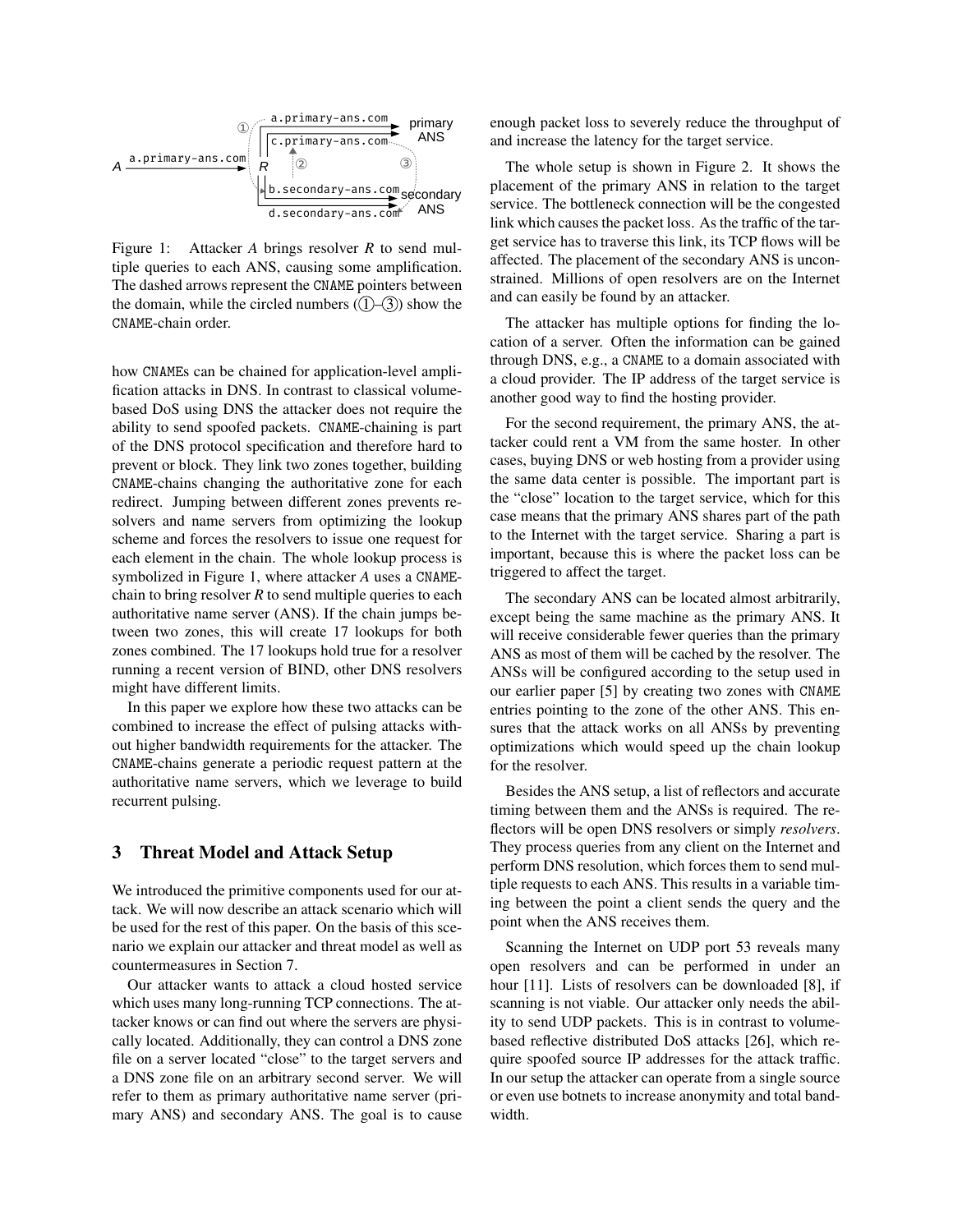Figure 1: Attacker *A* brings resolver *R* to send multiple queries to each ANS, causing some amplification. The dashed arrows represent the CNAME pointers between the domain, while the circled numbers (①–③) show the CNAME-chain order.

how CNAMEs can be chained for application-level amplification attacks in DNS. In contrast to classical volume-based DoS using DNS the attacker does not require the ability to send spoofed packets. CNAME-chaining is part of the DNS protocol specification and therefore hard to prevent or block. They link two zones together, building CNAME-chains changing the authoritative zone for each redirect. Jumping between different zones prevents resolvers and name servers from optimizing the lookup scheme and forces the resolvers to issue one request for each element in the chain. The whole lookup process is symbolized in Figure 1, where attacker *A* uses a CNAME-chain to bring resolver *R* to send multiple queries to each authoritative name server (ANS). If the chain jumps between two zones, this will create 17 lookups for both zones combined. The 17 lookups hold true for a resolver running a recent version of BIND, other DNS resolvers might have different limits.

In this paper we explore how these two attacks can be combined to increase the effect of pulsing attacks without higher bandwidth requirements for the attacker. The CNAME-chains generate a periodic request pattern at the authoritative name servers, which we leverage to build recurrent pulsing.

## 3 Threat Model and Attack Setup

We introduced the primitive components used for our attack. We will now describe an attack scenario which will be used for the rest of this paper. On the basis of this scenario we explain our attacker and threat model as well as countermeasures in Section 7.

Our attacker wants to attack a cloud hosted service which uses many long-running TCP connections. The attacker knows or can find out where the servers are physically located. Additionally, they can control a DNS zone file on a server located "close" to the target servers and a DNS zone file on an arbitrary second server. We will refer to them as primary authoritative name server (primary ANS) and secondary ANS. The goal is to cause enough packet loss to severely reduce the throughput of and increase the latency for the target service.

The whole setup is shown in Figure 2. It shows the placement of the primary ANS in relation to the target service. The bottleneck connection will be the congested link which causes the packet loss. As the traffic of the target service has to traverse this link, its TCP flows will be affected. The placement of the secondary ANS is unconstrained. Millions of open resolvers are on the Internet and can easily be found by an attacker.

The attacker has multiple options for finding the location of a server. Often the information can be gained through DNS, e.g., a CNAME to a domain associated with a cloud provider. The IP address of the target service is another good way to find the hosting provider.

For the second requirement, the primary ANS, the attacker could rent a VM from the same hoster. In other cases, buying DNS or web hosting from a provider using the same data center is possible. The important part is the "close" location to the target service, which for this case means that the primary ANS shares part of the path to the Internet with the target service. Sharing a part is important, because this is where the packet loss can be triggered to affect the target.

The secondary ANS can be located almost arbitrarily, except being the same machine as the primary ANS. It will receive considerable fewer queries than the primary ANS as most of them will be cached by the resolver. The ANSs will be configured according to the setup used in our earlier paper [5] by creating two zones with CNAME entries pointing to the zone of the other ANS. This ensures that the attack works on all ANSs by preventing optimizations which would speed up the chain lookup for the resolver.

Besides the ANS setup, a list of reflectors and accurate timing between them and the ANSs is required. The reflectors will be open DNS resolvers or simply *resolvers*. They process queries from any client on the Internet and perform DNS resolution, which forces them to send multiple requests to each ANS. This results in a variable timing between the point a client sends the query and the point when the ANS receives them.

Scanning the Internet on UDP port 53 reveals many open resolvers and can be performed in under an hour [11]. Lists of resolvers can be downloaded [8], if scanning is not viable. Our attacker only needs the ability to send UDP packets. This is in contrast to volume-based reflective distributed DoS attacks [26], which require spoofed source IP addresses for the attack traffic. In our setup the attacker can operate from a single source or even use botnets to increase anonymity and total bandwidth.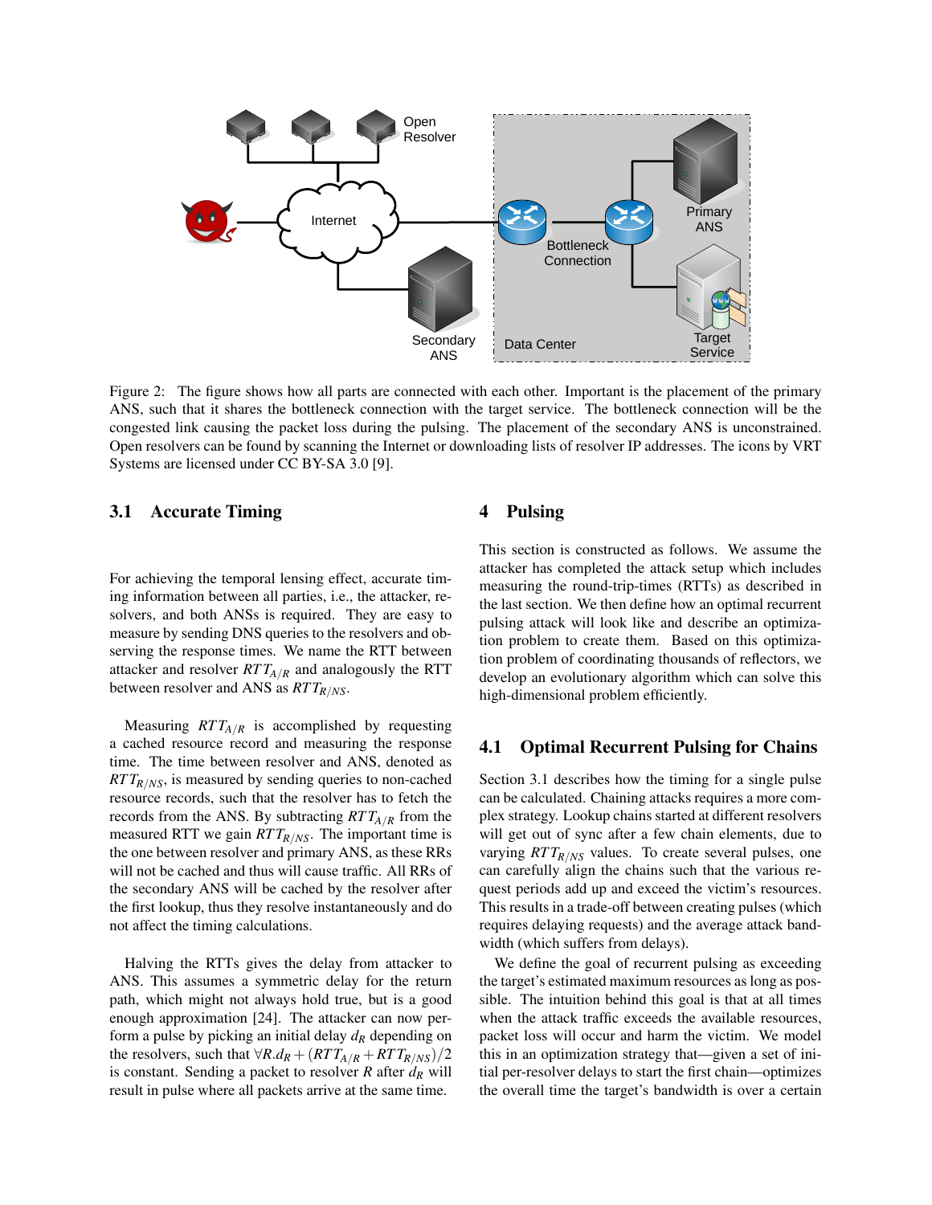Figure 2: The figure shows how all parts are connected with each other. Important is the placement of the primary ANS, such that it shares the bottleneck connection with the target service. The bottleneck connection will be the congested link causing the packet loss during the pulsing. The placement of the secondary ANS is unconstrained. Open resolvers can be found by scanning the Internet or downloading lists of resolver IP addresses. The icons by VRT Systems are licensed under CC BY-SA 3.0 [9].

### 3.1 Accurate Timing

For achieving the temporal lensing effect, accurate timing information between all parties, i.e., the attacker, resolvers, and both ANSs is required. They are easy to measure by sending DNS queries to the resolvers and observing the response times. We name the RTT between attacker and resolver $RTT_{A/R}$ and analogously the RTT between resolver and ANS as $RTT_{R/NS}$.

Measuring $RTT_{A/R}$ is accomplished by requesting a cached resource record and measuring the response time. The time between resolver and ANS, denoted as $RTT_{R/NS}$, is measured by sending queries to non-cached resource records, such that the resolver has to fetch the records from the ANS. By subtracting $RTT_{A/R}$ from the measured RTT we gain $RTT_{R/NS}$. The important time is the one between resolver and primary ANS, as these RRs will not be cached and thus will cause traffic. All RRs of the secondary ANS will be cached by the resolver after the first lookup, thus they resolve instantaneously and do not affect the timing calculations.

Halving the RTTs gives the delay from attacker to ANS. This assumes a symmetric delay for the return path, which might not always hold true, but is a good enough approximation [24]. The attacker can now perform a pulse by picking an initial delay $d_R$ depending on the resolvers, such that $\forall R. d_R + (RTT_{A/R} + RTT_{R/NS})/2$ is constant. Sending a packet to resolver $R$ after $d_R$ will result in pulse where all packets arrive at the same time.

## 4 Pulsing

This section is constructed as follows. We assume the attacker has completed the attack setup which includes measuring the round-trip-times (RTTs) as described in the last section. We then define how an optimal recurrent pulsing attack will look like and describe an optimization problem to create them. Based on this optimization problem of coordinating thousands of reflectors, we develop an evolutionary algorithm which can solve this high-dimensional problem efficiently.

### 4.1 Optimal Recurrent Pulsing for Chains

Section 3.1 describes how the timing for a single pulse can be calculated. Chaining attacks requires a more complex strategy. Lookup chains started at different resolvers will get out of sync after a few chain elements, due to varying $RTT_{R/NS}$ values. To create several pulses, one can carefully align the chains such that the various request periods add up and exceed the victim's resources. This results in a trade-off between creating pulses (which requires delaying requests) and the average attack bandwidth (which suffers from delays).

We define the goal of recurrent pulsing as exceeding the target's estimated maximum resources as long as possible. The intuition behind this goal is that at all times when the attack traffic exceeds the available resources, packet loss will occur and harm the victim. We model this in an optimization strategy that—given a set of initial per-resolver delays to start the first chain—optimizes the overall time the target's bandwidth is over a certain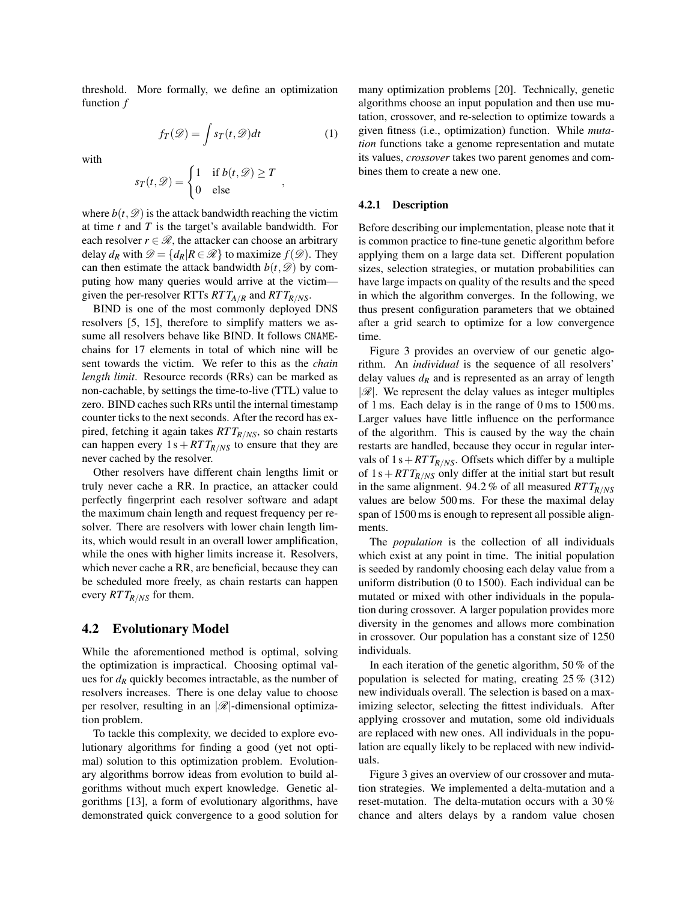threshold. More formally, we define an optimization function $f$

$$f_T(\mathscr{D}) = \int s_T(t,\mathscr{D})dt \tag{1}$$

with

$$s_T(t,\mathscr{D}) = \begin{cases} 1 & \text{if } b(t,\mathscr{D}) \geq T \\ 0 & \text{else} \end{cases},$$

where $b(t,\mathscr{D})$ is the attack bandwidth reaching the victim at time $t$ and $T$ is the target's available bandwidth. For each resolver $r \in \mathscr{R}$, the attacker can choose an arbitrary delay $d_R$ with $\mathscr{D} = \{d_R | R \in \mathscr{R}\}$ to maximize $f(\mathscr{D})$. They can then estimate the attack bandwidth $b(t,\mathscr{D})$ by computing how many queries would arrive at the victim—given the per-resolver RTTs $RTT_{A/R}$ and $RTT_{R/NS}$.

BIND is one of the most commonly deployed DNS resolvers [5, 15], therefore to simplify matters we assume all resolvers behave like BIND. It follows CNAME-chains for 17 elements in total of which nine will be sent towards the victim. We refer to this as the *chain length limit*. Resource records (RRs) can be marked as non-cachable, by settings the time-to-live (TTL) value to zero. BIND caches such RRs until the internal timestamp counter ticks to the next seconds. After the record has expired, fetching it again takes $RTT_{R/NS}$, so chain restarts can happen every $1\,\text{s} + RTT_{R/NS}$ to ensure that they are never cached by the resolver.

Other resolvers have different chain lengths limit or truly never cache a RR. In practice, an attacker could perfectly fingerprint each resolver software and adapt the maximum chain length and request frequency per resolver. There are resolvers with lower chain length limits, which would result in an overall lower amplification, while the ones with higher limits increase it. Resolvers, which never cache a RR, are beneficial, because they can be scheduled more freely, as chain restarts can happen every $RTT_{R/NS}$ for them.

## 4.2 Evolutionary Model

While the aforementioned method is optimal, solving the optimization is impractical. Choosing optimal values for $d_R$ quickly becomes intractable, as the number of resolvers increases. There is one delay value to choose per resolver, resulting in an $|\mathscr{R}|$-dimensional optimization problem.

To tackle this complexity, we decided to explore evolutionary algorithms for finding a good (yet not optimal) solution to this optimization problem. Evolutionary algorithms borrow ideas from evolution to build algorithms without much expert knowledge. Genetic algorithms [13], a form of evolutionary algorithms, have demonstrated quick convergence to a good solution for many optimization problems [20]. Technically, genetic algorithms choose an input population and then use mutation, crossover, and re-selection to optimize towards a given fitness (i.e., optimization) function. While *mutation* functions take a genome representation and mutate its values, *crossover* takes two parent genomes and combines them to create a new one.

### 4.2.1 Description

Before describing our implementation, please note that it is common practice to fine-tune genetic algorithm before applying them on a large data set. Different population sizes, selection strategies, or mutation probabilities can have large impacts on quality of the results and the speed in which the algorithm converges. In the following, we thus present configuration parameters that we obtained after a grid search to optimize for a low convergence time.

Figure 3 provides an overview of our genetic algorithm. An *individual* is the sequence of all resolvers' delay values $d_R$ and is represented as an array of length $|\mathscr{R}|$. We represent the delay values as integer multiples of 1 ms. Each delay is in the range of 0 ms to 1500 ms. Larger values have little influence on the performance of the algorithm. This is caused by the way the chain restarts are handled, because they occur in regular intervals of $1\,\text{s} + RTT_{R/NS}$. Offsets which differ by a multiple of $1\,\text{s} + RTT_{R/NS}$ only differ at the initial start but result in the same alignment. 94.2 % of all measured $RTT_{R/NS}$ values are below 500 ms. For these the maximal delay span of 1500 ms is enough to represent all possible alignments.

The *population* is the collection of all individuals which exist at any point in time. The initial population is seeded by randomly choosing each delay value from a uniform distribution (0 to 1500). Each individual can be mutated or mixed with other individuals in the population during crossover. A larger population provides more diversity in the genomes and allows more combination in crossover. Our population has a constant size of 1250 individuals.

In each iteration of the genetic algorithm, 50 % of the population is selected for mating, creating 25 % (312) new individuals overall. The selection is based on a maximizing selector, selecting the fittest individuals. After applying crossover and mutation, some old individuals are replaced with new ones. All individuals in the population are equally likely to be replaced with new individuals.

Figure 3 gives an overview of our crossover and mutation strategies. We implemented a delta-mutation and a reset-mutation. The delta-mutation occurs with a 30 % chance and alters delays by a random value chosen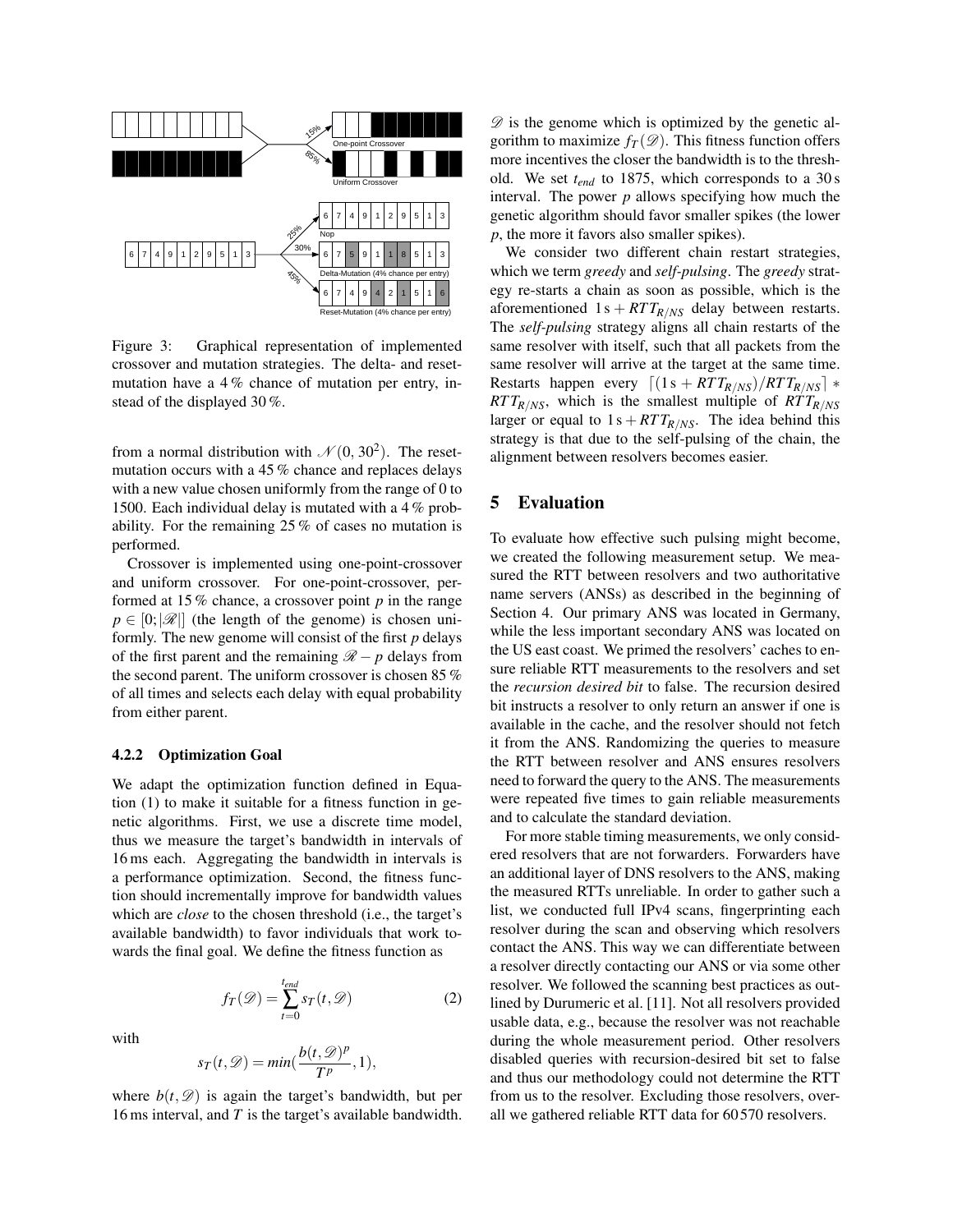Figure 3: Graphical representation of implemented crossover and mutation strategies. The delta- and reset-mutation have a 4 % chance of mutation per entry, instead of the displayed 30 %.

from a normal distribution with $\mathcal{N}(0, 30^2)$. The reset-mutation occurs with a 45 % chance and replaces delays with a new value chosen uniformly from the range of 0 to 1500. Each individual delay is mutated with a 4 % probability. For the remaining 25 % of cases no mutation is performed.

Crossover is implemented using one-point-crossover and uniform crossover. For one-point-crossover, performed at 15 % chance, a crossover point $p$ in the range $p \in [0; |\mathscr{R}|]$ (the length of the genome) is chosen uniformly. The new genome will consist of the first $p$ delays of the first parent and the remaining $\mathscr{R} - p$ delays from the second parent. The uniform crossover is chosen 85 % of all times and selects each delay with equal probability from either parent.

#### 4.2.2 Optimization Goal

We adapt the optimization function defined in Equation (1) to make it suitable for a fitness function in genetic algorithms. First, we use a discrete time model, thus we measure the target's bandwidth in intervals of 16 ms each. Aggregating the bandwidth in intervals is a performance optimization. Second, the fitness function should incrementally improve for bandwidth values which are *close* to the chosen threshold (i.e., the target's available bandwidth) to favor individuals that work towards the final goal. We define the fitness function as

$$f_T(\mathscr{D}) = \sum_{t=0}^{t_{end}} s_T(t, \mathscr{D}) \qquad (2)$$

with

$$s_T(t, \mathscr{D}) = min(\frac{b(t, \mathscr{D})^p}{T^p}, 1),$$

where $b(t, \mathscr{D})$ is again the target's bandwidth, but per 16 ms interval, and $T$ is the target's available bandwidth. $\mathscr{D}$ is the genome which is optimized by the genetic algorithm to maximize $f_T(\mathscr{D})$. This fitness function offers more incentives the closer the bandwidth is to the threshold. We set $t_{end}$ to 1875, which corresponds to a 30 s interval. The power $p$ allows specifying how much the genetic algorithm should favor smaller spikes (the lower $p$, the more it favors also smaller spikes).

We consider two different chain restart strategies, which we term *greedy* and *self-pulsing*. The *greedy* strategy re-starts a chain as soon as possible, which is the aforementioned $1\,\text{s} + RTT_{R/NS}$ delay between restarts. The *self-pulsing* strategy aligns all chain restarts of the same resolver with itself, such that all packets from the same resolver will arrive at the target at the same time. Restarts happen every $\lceil (1\,\text{s} + RTT_{R/NS})/RTT_{R/NS} \rceil * RTT_{R/NS}$, which is the smallest multiple of $RTT_{R/NS}$ larger or equal to $1\,\text{s} + RTT_{R/NS}$. The idea behind this strategy is that due to the self-pulsing of the chain, the alignment between resolvers becomes easier.

## 5 Evaluation

To evaluate how effective such pulsing might become, we created the following measurement setup. We measured the RTT between resolvers and two authoritative name servers (ANSs) as described in the beginning of Section 4. Our primary ANS was located in Germany, while the less important secondary ANS was located on the US east coast. We primed the resolvers' caches to ensure reliable RTT measurements to the resolvers and set the *recursion desired bit* to false. The recursion desired bit instructs a resolver to only return an answer if one is available in the cache, and the resolver should not fetch it from the ANS. Randomizing the queries to measure the RTT between resolver and ANS ensures resolvers need to forward the query to the ANS. The measurements were repeated five times to gain reliable measurements and to calculate the standard deviation.

For more stable timing measurements, we only considered resolvers that are not forwarders. Forwarders have an additional layer of DNS resolvers to the ANS, making the measured RTTs unreliable. In order to gather such a list, we conducted full IPv4 scans, fingerprinting each resolver during the scan and observing which resolvers contact the ANS. This way we can differentiate between a resolver directly contacting our ANS or via some other resolver. We followed the scanning best practices as outlined by Durumeric et al. [11]. Not all resolvers provided usable data, e.g., because the resolver was not reachable during the whole measurement period. Other resolvers disabled queries with recursion-desired bit set to false and thus our methodology could not determine the RTT from us to the resolver. Excluding those resolvers, overall we gathered reliable RTT data for 60 570 resolvers.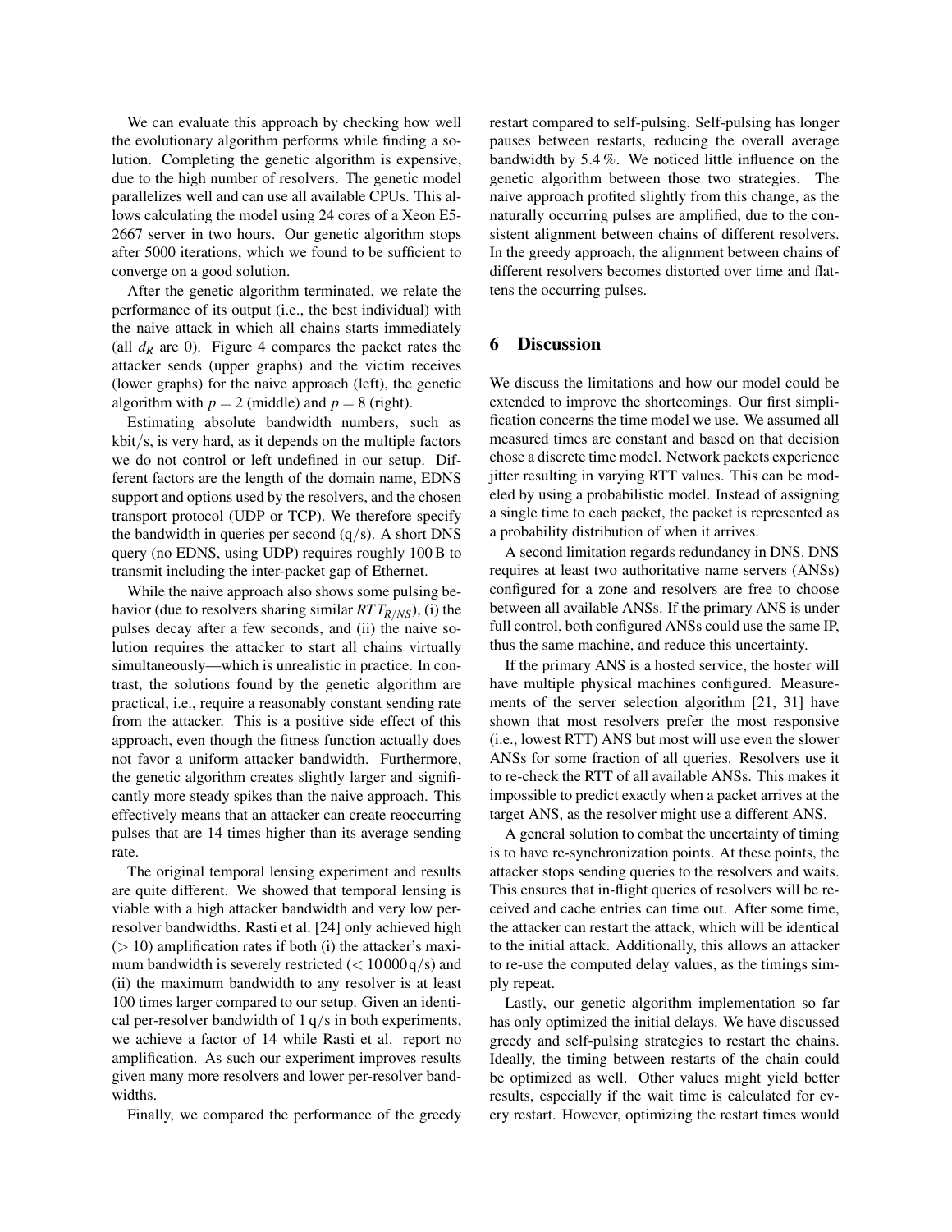We can evaluate this approach by checking how well the evolutionary algorithm performs while finding a solution. Completing the genetic algorithm is expensive, due to the high number of resolvers. The genetic model parallelizes well and can use all available CPUs. This allows calculating the model using 24 cores of a Xeon E5-2667 server in two hours. Our genetic algorithm stops after 5000 iterations, which we found to be sufficient to converge on a good solution.

After the genetic algorithm terminated, we relate the performance of its output (i.e., the best individual) with the naive attack in which all chains starts immediately (all $d_R$ are 0). Figure 4 compares the packet rates the attacker sends (upper graphs) and the victim receives (lower graphs) for the naive approach (left), the genetic algorithm with $p = 2$ (middle) and $p = 8$ (right).

Estimating absolute bandwidth numbers, such as kbit/s, is very hard, as it depends on the multiple factors we do not control or left undefined in our setup. Different factors are the length of the domain name, EDNS support and options used by the resolvers, and the chosen transport protocol (UDP or TCP). We therefore specify the bandwidth in queries per second (q/s). A short DNS query (no EDNS, using UDP) requires roughly 100 B to transmit including the inter-packet gap of Ethernet.

While the naive approach also shows some pulsing behavior (due to resolvers sharing similar $RTT_{R/NS}$), (i) the pulses decay after a few seconds, and (ii) the naive solution requires the attacker to start all chains virtually simultaneously—which is unrealistic in practice. In contrast, the solutions found by the genetic algorithm are practical, i.e., require a reasonably constant sending rate from the attacker. This is a positive side effect of this approach, even though the fitness function actually does not favor a uniform attacker bandwidth. Furthermore, the genetic algorithm creates slightly larger and significantly more steady spikes than the naive approach. This effectively means that an attacker can create reoccurring pulses that are 14 times higher than its average sending rate.

The original temporal lensing experiment and results are quite different. We showed that temporal lensing is viable with a high attacker bandwidth and very low per-resolver bandwidths. Rasti et al. [24] only achieved high ($> 10$) amplification rates if both (i) the attacker's maximum bandwidth is severely restricted ($< 10000$ q/s) and (ii) the maximum bandwidth to any resolver is at least 100 times larger compared to our setup. Given an identical per-resolver bandwidth of 1 q/s in both experiments, we achieve a factor of 14 while Rasti et al. report no amplification. As such our experiment improves results given many more resolvers and lower per-resolver bandwidths.

Finally, we compared the performance of the greedy restart compared to self-pulsing. Self-pulsing has longer pauses between restarts, reducing the overall average bandwidth by 5.4 %. We noticed little influence on the genetic algorithm between those two strategies. The naive approach profited slightly from this change, as the naturally occurring pulses are amplified, due to the consistent alignment between chains of different resolvers. In the greedy approach, the alignment between chains of different resolvers becomes distorted over time and flattens the occurring pulses.

## 6 Discussion

We discuss the limitations and how our model could be extended to improve the shortcomings. Our first simplification concerns the time model we use. We assumed all measured times are constant and based on that decision chose a discrete time model. Network packets experience jitter resulting in varying RTT values. This can be modeled by using a probabilistic model. Instead of assigning a single time to each packet, the packet is represented as a probability distribution of when it arrives.

A second limitation regards redundancy in DNS. DNS requires at least two authoritative name servers (ANSs) configured for a zone and resolvers are free to choose between all available ANSs. If the primary ANS is under full control, both configured ANSs could use the same IP, thus the same machine, and reduce this uncertainty.

If the primary ANS is a hosted service, the hoster will have multiple physical machines configured. Measurements of the server selection algorithm [21, 31] have shown that most resolvers prefer the most responsive (i.e., lowest RTT) ANS but most will use even the slower ANSs for some fraction of all queries. Resolvers use it to re-check the RTT of all available ANSs. This makes it impossible to predict exactly when a packet arrives at the target ANS, as the resolver might use a different ANS.

A general solution to combat the uncertainty of timing is to have re-synchronization points. At these points, the attacker stops sending queries to the resolvers and waits. This ensures that in-flight queries of resolvers will be received and cache entries can time out. After some time, the attacker can restart the attack, which will be identical to the initial attack. Additionally, this allows an attacker to re-use the computed delay values, as the timings simply repeat.

Lastly, our genetic algorithm implementation so far has only optimized the initial delays. We have discussed greedy and self-pulsing strategies to restart the chains. Ideally, the timing between restarts of the chain could be optimized as well. Other values might yield better results, especially if the wait time is calculated for every restart. However, optimizing the restart times would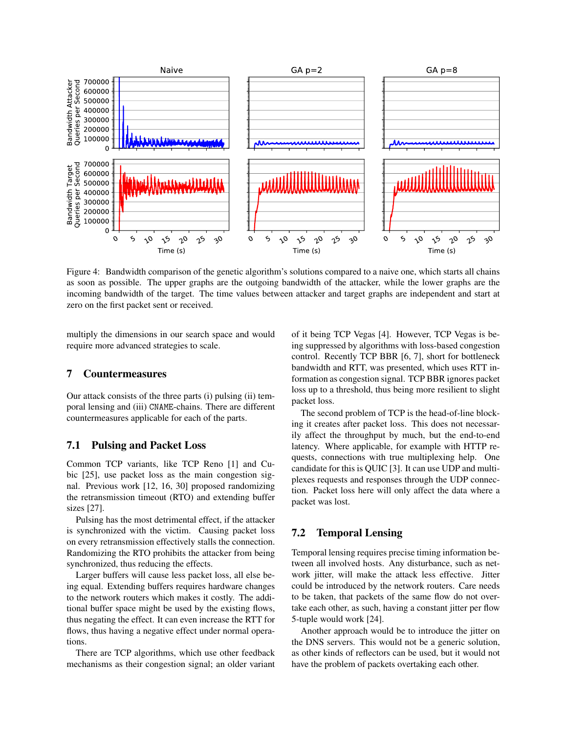Figure 4: Bandwidth comparison of the genetic algorithm's solutions compared to a naive one, which starts all chains as soon as possible. The upper graphs are the outgoing bandwidth of the attacker, while the lower graphs are the incoming bandwidth of the target. The time values between attacker and target graphs are independent and start at zero on the first packet sent or received.

multiply the dimensions in our search space and would require more advanced strategies to scale.

## 7 Countermeasures

Our attack consists of the three parts (i) pulsing (ii) temporal lensing and (iii) CNAME-chains. There are different countermeasures applicable for each of the parts.

### 7.1 Pulsing and Packet Loss

Common TCP variants, like TCP Reno [1] and Cubic [25], use packet loss as the main congestion signal. Previous work [12, 16, 30] proposed randomizing the retransmission timeout (RTO) and extending buffer sizes [27].

Pulsing has the most detrimental effect, if the attacker is synchronized with the victim. Causing packet loss on every retransmission effectively stalls the connection. Randomizing the RTO prohibits the attacker from being synchronized, thus reducing the effects.

Larger buffers will cause less packet loss, all else being equal. Extending buffers requires hardware changes to the network routers which makes it costly. The additional buffer space might be used by the existing flows, thus negating the effect. It can even increase the RTT for flows, thus having a negative effect under normal operations.

There are TCP algorithms, which use other feedback mechanisms as their congestion signal; an older variant of it being TCP Vegas [4]. However, TCP Vegas is being suppressed by algorithms with loss-based congestion control. Recently TCP BBR [6, 7], short for bottleneck bandwidth and RTT, was presented, which uses RTT information as congestion signal. TCP BBR ignores packet loss up to a threshold, thus being more resilient to slight packet loss.

The second problem of TCP is the head-of-line blocking it creates after packet loss. This does not necessarily affect the throughput by much, but the end-to-end latency. Where applicable, for example with HTTP requests, connections with true multiplexing help. One candidate for this is QUIC [3]. It can use UDP and multiplexes requests and responses through the UDP connection. Packet loss here will only affect the data where a packet was lost.

### 7.2 Temporal Lensing

Temporal lensing requires precise timing information between all involved hosts. Any disturbance, such as network jitter, will make the attack less effective. Jitter could be introduced by the network routers. Care needs to be taken, that packets of the same flow do not overtake each other, as such, having a constant jitter per flow 5-tuple would work [24].

Another approach would be to introduce the jitter on the DNS servers. This would not be a generic solution, as other kinds of reflectors can be used, but it would not have the problem of packets overtaking each other.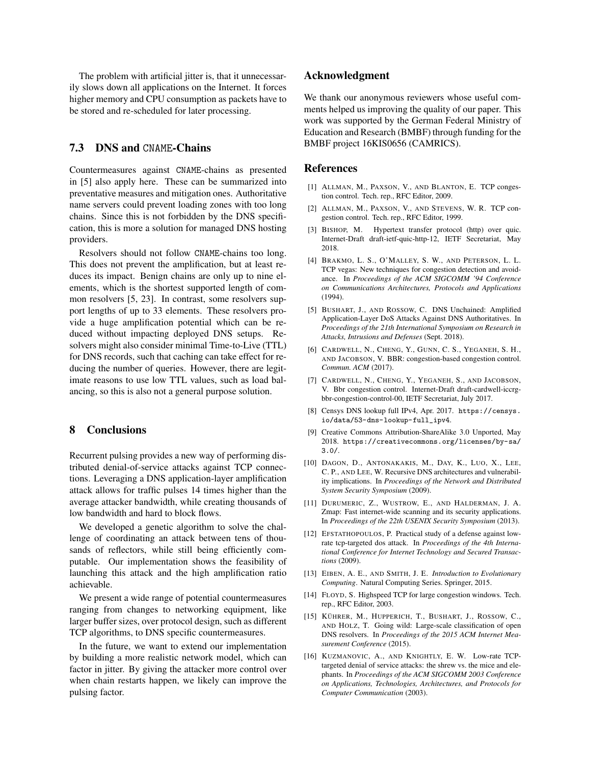The problem with artificial jitter is, that it unnecessarily slows down all applications on the Internet. It forces higher memory and CPU consumption as packets have to be stored and re-scheduled for later processing.

### 7.3 DNS and CNAME-Chains

Countermeasures against CNAME-chains as presented in [5] also apply here. These can be summarized into preventative measures and mitigation ones. Authoritative name servers could prevent loading zones with too long chains. Since this is not forbidden by the DNS specification, this is more a solution for managed DNS hosting providers.

Resolvers should not follow CNAME-chains too long. This does not prevent the amplification, but at least reduces its impact. Benign chains are only up to nine elements, which is the shortest supported length of common resolvers [5, 23]. In contrast, some resolvers support lengths of up to 33 elements. These resolvers provide a huge amplification potential which can be reduced without impacting deployed DNS setups. Resolvers might also consider minimal Time-to-Live (TTL) for DNS records, such that caching can take effect for reducing the number of queries. However, there are legitimate reasons to use low TTL values, such as load balancing, so this is also not a general purpose solution.

## 8 Conclusions

Recurrent pulsing provides a new way of performing distributed denial-of-service attacks against TCP connections. Leveraging a DNS application-layer amplification attack allows for traffic pulses 14 times higher than the average attacker bandwidth, while creating thousands of low bandwidth and hard to block flows.

We developed a genetic algorithm to solve the challenge of coordinating an attack between tens of thousands of reflectors, while still being efficiently computable. Our implementation shows the feasibility of launching this attack and the high amplification ratio achievable.

We present a wide range of potential countermeasures ranging from changes to networking equipment, like larger buffer sizes, over protocol design, such as different TCP algorithms, to DNS specific countermeasures.

In the future, we want to extend our implementation by building a more realistic network model, which can factor in jitter. By giving the attacker more control over when chain restarts happen, we likely can improve the pulsing factor.

## Acknowledgment

We thank our anonymous reviewers whose useful comments helped us improving the quality of our paper. This work was supported by the German Federal Ministry of Education and Research (BMBF) through funding for the BMBF project 16KIS0656 (CAMRICS).

## References

[1] Allman, M., Paxson, V., and Blanton, E. TCP congestion control. Tech. rep., RFC Editor, 2009.

[2] Allman, M., Paxson, V., and Stevens, W. R. TCP congestion control. Tech. rep., RFC Editor, 1999.

[3] Bishop, M. Hypertext transfer protocol (http) over quic. Internet-Draft draft-ietf-quic-http-12, IETF Secretariat, May 2018.

[4] Brakmo, L. S., O'Malley, S. W., and Peterson, L. L. TCP vegas: New techniques for congestion detection and avoidance. In *Proceedings of the ACM SIGCOMM '94 Conference on Communications Architectures, Protocols and Applications* (1994).

[5] Bushart, J., and Rossow, C. DNS Unchained: Amplified Application-Layer DoS Attacks Against DNS Authoritatives. In *Proceedings of the 21th International Symposium on Research in Attacks, Intrusions and Defenses* (Sept. 2018).

[6] Cardwell, N., Cheng, Y., Gunn, C. S., Yeganeh, S. H., and Jacobson, V. BBR: congestion-based congestion control. *Commun. ACM* (2017).

[7] Cardwell, N., Cheng, Y., Yeganeh, S., and Jacobson, V. Bbr congestion control. Internet-Draft draft-cardwell-iccrg-bbr-congestion-control-00, IETF Secretariat, July 2017.

[8] Censys DNS lookup full IPv4, Apr. 2017. https://censys.io/data/53-dns-lookup-full_ipv4.

[9] Creative Commons Attribution-ShareAlike 3.0 Unported, May 2018. https://creativecommons.org/licenses/by-sa/3.0/.

[10] Dagon, D., Antonakakis, M., Day, K., Luo, X., Lee, C. P., and Lee, W. Recursive DNS architectures and vulnerability implications. In *Proceedings of the Network and Distributed System Security Symposium* (2009).

[11] Durumeric, Z., Wustrow, E., and Halderman, J. A. Zmap: Fast internet-wide scanning and its security applications. In *Proceedings of the 22th USENIX Security Symposium* (2013).

[12] Efstathopoulos, P. Practical study of a defense against low-rate tcp-targeted dos attack. In *Proceedings of the 4th International Conference for Internet Technology and Secured Transactions* (2009).

[13] Eiben, A. E., and Smith, J. E. *Introduction to Evolutionary Computing*. Natural Computing Series. Springer, 2015.

[14] Floyd, S. Highspeed TCP for large congestion windows. Tech. rep., RFC Editor, 2003.

[15] Kührer, M., Hupperich, T., Bushart, J., Rossow, C., and Holz, T. Going wild: Large-scale classification of open DNS resolvers. In *Proceedings of the 2015 ACM Internet Measurement Conference* (2015).

[16] Kuzmanovic, A., and Knightly, E. W. Low-rate TCP-targeted denial of service attacks: the shrew vs. the mice and elephants. In *Proceedings of the ACM SIGCOMM 2003 Conference on Applications, Technologies, Architectures, and Protocols for Computer Communication* (2003).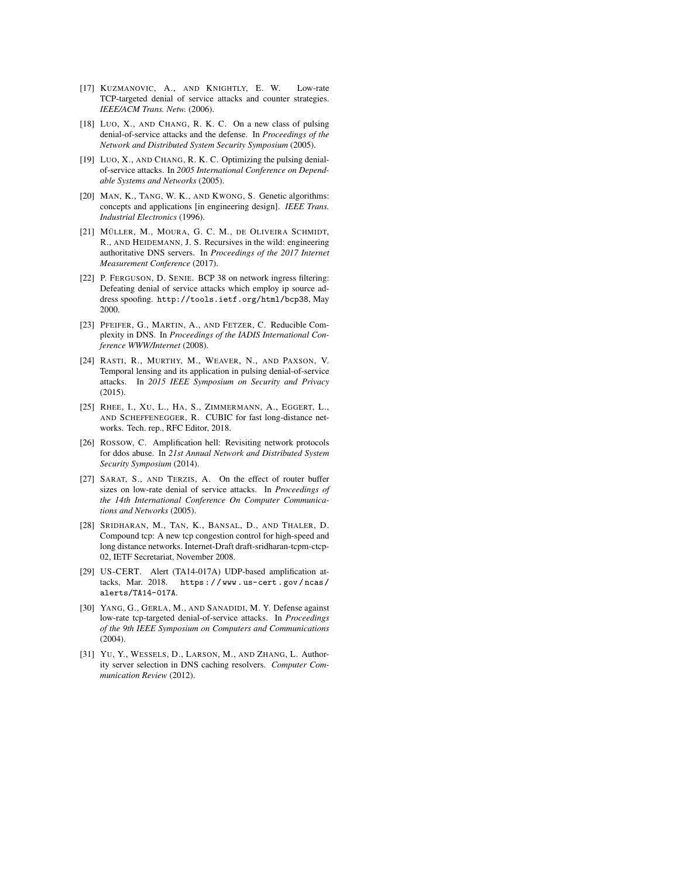[17] Kuzmanovic, A., and Knightly, E. W. Low-rate TCP-targeted denial of service attacks and counter strategies. *IEEE/ACM Trans. Netw.* (2006).

[18] Luo, X., and Chang, R. K. C. On a new class of pulsing denial-of-service attacks and the defense. In *Proceedings of the Network and Distributed System Security Symposium* (2005).

[19] Luo, X., and Chang, R. K. C. Optimizing the pulsing denial-of-service attacks. In *2005 International Conference on Dependable Systems and Networks* (2005).

[20] Man, K., Tang, W. K., and Kwong, S. Genetic algorithms: concepts and applications [in engineering design]. *IEEE Trans. Industrial Electronics* (1996).

[21] Müller, M., Moura, G. C. M., de Oliveira Schmidt, R., and Heidemann, J. S. Recursives in the wild: engineering authoritative DNS servers. In *Proceedings of the 2017 Internet Measurement Conference* (2017).

[22] P. Ferguson, D. Senie. BCP 38 on network ingress filtering: Defeating denial of service attacks which employ ip source address spoofing. `http://tools.ietf.org/html/bcp38`, May 2000.

[23] Pfeifer, G., Martin, A., and Fetzer, C. Reducible Complexity in DNS. In *Proceedings of the IADIS International Conference WWW/Internet* (2008).

[24] Rasti, R., Murthy, M., Weaver, N., and Paxson, V. Temporal lensing and its application in pulsing denial-of-service attacks. In *2015 IEEE Symposium on Security and Privacy* (2015).

[25] Rhee, I., Xu, L., Ha, S., Zimmermann, A., Eggert, L., and Scheffenegger, R. CUBIC for fast long-distance networks. Tech. rep., RFC Editor, 2018.

[26] Rossow, C. Amplification hell: Revisiting network protocols for ddos abuse. In *21st Annual Network and Distributed System Security Symposium* (2014).

[27] Sarat, S., and Terzis, A. On the effect of router buffer sizes on low-rate denial of service attacks. In *Proceedings of the 14th International Conference On Computer Communications and Networks* (2005).

[28] Sridharan, M., Tan, K., Bansal, D., and Thaler, D. Compound tcp: A new tcp congestion control for high-speed and long distance networks. Internet-Draft draft-sridharan-tcpm-ctcp-02, IETF Secretariat, November 2008.

[29] US-CERT. Alert (TA14-017A) UDP-based amplification attacks, Mar. 2018. `https://www.us-cert.gov/ncas/alerts/TA14-017A`.

[30] Yang, G., Gerla, M., and Sanadidi, M. Y. Defense against low-rate tcp-targeted denial-of-service attacks. In *Proceedings of the 9th IEEE Symposium on Computers and Communications* (2004).

[31] Yu, Y., Wessels, D., Larson, M., and Zhang, L. Authority server selection in DNS caching resolvers. *Computer Communication Review* (2012).